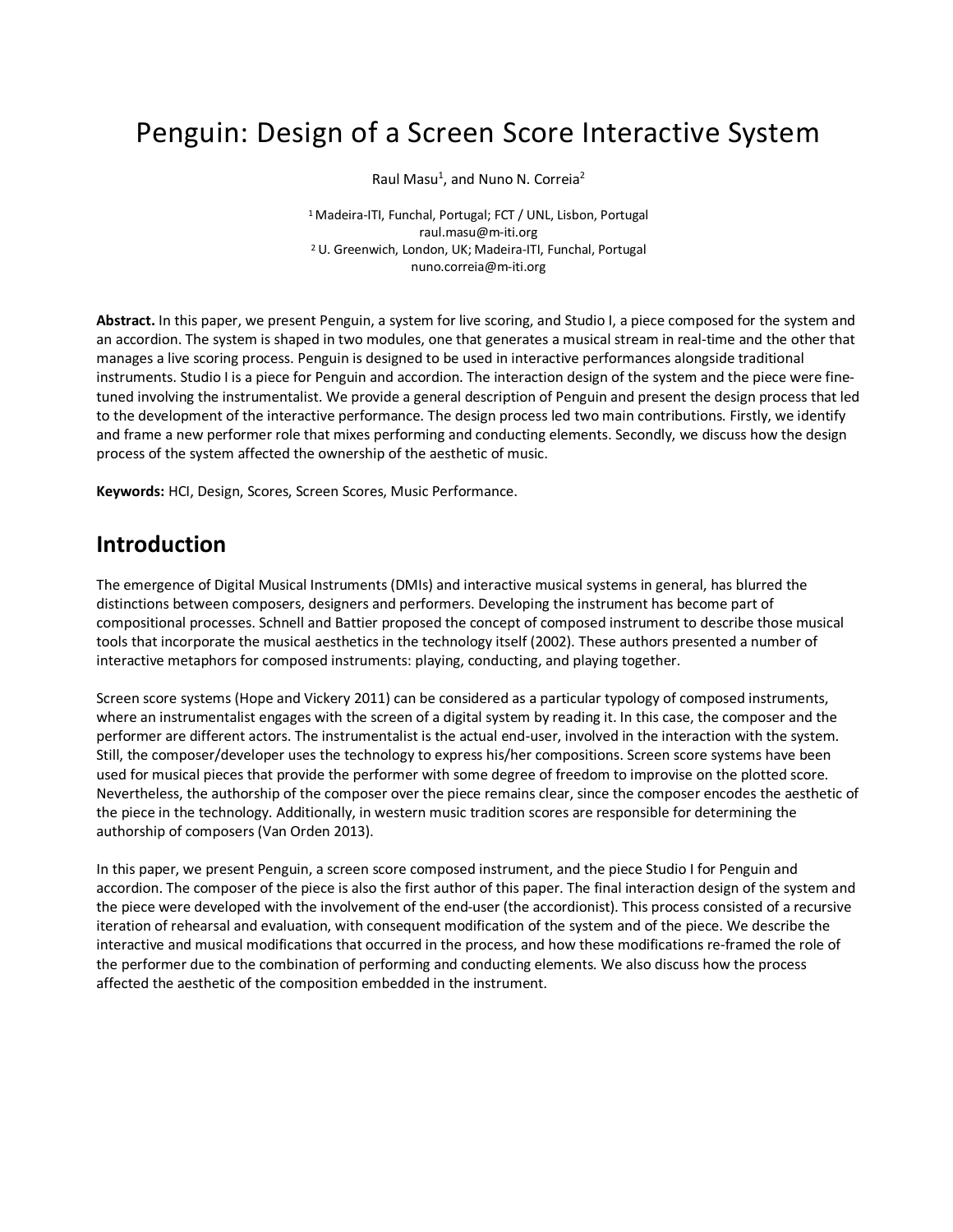# Penguin: Design of a Screen Score Interactive System

Raul Masu[1], and Nuno N. Correia[2]

[1] Madeira-ITI, Funchal, Portugal; FCT / UNL, Lisbon, Portugal
raul.masu@m-iti.org
[2] U. Greenwich, London, UK; Madeira-ITI, Funchal, Portugal
nuno.correia@m-iti.org

**Abstract.** In this paper, we present Penguin, a system for live scoring, and Studio I, a piece composed for the system and an accordion. The system is shaped in two modules, one that generates a musical stream in real-time and the other that manages a live scoring process. Penguin is designed to be used in interactive performances alongside traditional instruments. Studio I is a piece for Penguin and accordion. The interaction design of the system and the piece were fine-tuned involving the instrumentalist. We provide a general description of Penguin and present the design process that led to the development of the interactive performance. The design process led two main contributions. Firstly, we identify and frame a new performer role that mixes performing and conducting elements. Secondly, we discuss how the design process of the system affected the ownership of the aesthetic of music.

**Keywords:** HCI, Design, Scores, Screen Scores, Music Performance.

## Introduction

The emergence of Digital Musical Instruments (DMIs) and interactive musical systems in general, has blurred the distinctions between composers, designers and performers. Developing the instrument has become part of compositional processes. Schnell and Battier proposed the concept of composed instrument to describe those musical tools that incorporate the musical aesthetics in the technology itself (2002). These authors presented a number of interactive metaphors for composed instruments: playing, conducting, and playing together.

Screen score systems (Hope and Vickery 2011) can be considered as a particular typology of composed instruments, where an instrumentalist engages with the screen of a digital system by reading it. In this case, the composer and the performer are different actors. The instrumentalist is the actual end-user, involved in the interaction with the system. Still, the composer/developer uses the technology to express his/her compositions. Screen score systems have been used for musical pieces that provide the performer with some degree of freedom to improvise on the plotted score. Nevertheless, the authorship of the composer over the piece remains clear, since the composer encodes the aesthetic of the piece in the technology. Additionally, in western music tradition scores are responsible for determining the authorship of composers (Van Orden 2013).

In this paper, we present Penguin, a screen score composed instrument, and the piece Studio I for Penguin and accordion. The composer of the piece is also the first author of this paper. The final interaction design of the system and the piece were developed with the involvement of the end-user (the accordionist). This process consisted of a recursive iteration of rehearsal and evaluation, with consequent modification of the system and of the piece. We describe the interactive and musical modifications that occurred in the process, and how these modifications re-framed the role of the performer due to the combination of performing and conducting elements. We also discuss how the process affected the aesthetic of the composition embedded in the instrument.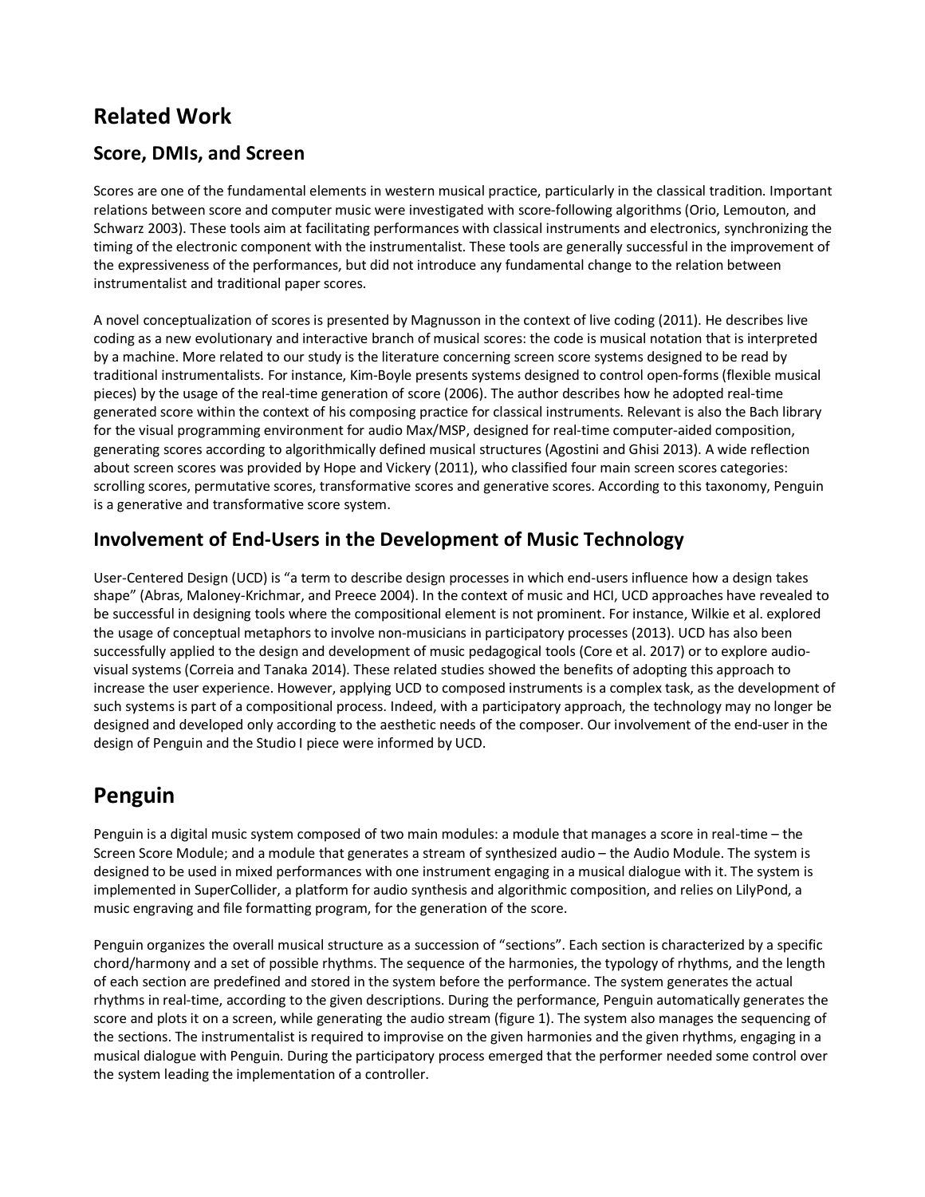# Related Work

## Score, DMIs, and Screen

Scores are one of the fundamental elements in western musical practice, particularly in the classical tradition. Important relations between score and computer music were investigated with score-following algorithms (Orio, Lemouton, and Schwarz 2003). These tools aim at facilitating performances with classical instruments and electronics, synchronizing the timing of the electronic component with the instrumentalist. These tools are generally successful in the improvement of the expressiveness of the performances, but did not introduce any fundamental change to the relation between instrumentalist and traditional paper scores.

A novel conceptualization of scores is presented by Magnusson in the context of live coding (2011). He describes live coding as a new evolutionary and interactive branch of musical scores: the code is musical notation that is interpreted by a machine. More related to our study is the literature concerning screen score systems designed to be read by traditional instrumentalists. For instance, Kim-Boyle presents systems designed to control open-forms (flexible musical pieces) by the usage of the real-time generation of score (2006). The author describes how he adopted real-time generated score within the context of his composing practice for classical instruments. Relevant is also the Bach library for the visual programming environment for audio Max/MSP, designed for real-time computer-aided composition, generating scores according to algorithmically defined musical structures (Agostini and Ghisi 2013). A wide reflection about screen scores was provided by Hope and Vickery (2011), who classified four main screen scores categories: scrolling scores, permutative scores, transformative scores and generative scores. According to this taxonomy, Penguin is a generative and transformative score system.

## Involvement of End-Users in the Development of Music Technology

User-Centered Design (UCD) is "a term to describe design processes in which end-users influence how a design takes shape" (Abras, Maloney-Krichmar, and Preece 2004). In the context of music and HCI, UCD approaches have revealed to be successful in designing tools where the compositional element is not prominent. For instance, Wilkie et al. explored the usage of conceptual metaphors to involve non-musicians in participatory processes (2013). UCD has also been successfully applied to the design and development of music pedagogical tools (Core et al. 2017) or to explore audio-visual systems (Correia and Tanaka 2014). These related studies showed the benefits of adopting this approach to increase the user experience. However, applying UCD to composed instruments is a complex task, as the development of such systems is part of a compositional process. Indeed, with a participatory approach, the technology may no longer be designed and developed only according to the aesthetic needs of the composer. Our involvement of the end-user in the design of Penguin and the Studio I piece were informed by UCD.

# Penguin

Penguin is a digital music system composed of two main modules: a module that manages a score in real-time – the Screen Score Module; and a module that generates a stream of synthesized audio – the Audio Module. The system is designed to be used in mixed performances with one instrument engaging in a musical dialogue with it. The system is implemented in SuperCollider, a platform for audio synthesis and algorithmic composition, and relies on LilyPond, a music engraving and file formatting program, for the generation of the score.

Penguin organizes the overall musical structure as a succession of "sections". Each section is characterized by a specific chord/harmony and a set of possible rhythms. The sequence of the harmonies, the typology of rhythms, and the length of each section are predefined and stored in the system before the performance. The system generates the actual rhythms in real-time, according to the given descriptions. During the performance, Penguin automatically generates the score and plots it on a screen, while generating the audio stream (figure 1). The system also manages the sequencing of the sections. The instrumentalist is required to improvise on the given harmonies and the given rhythms, engaging in a musical dialogue with Penguin. During the participatory process emerged that the performer needed some control over the system leading the implementation of a controller.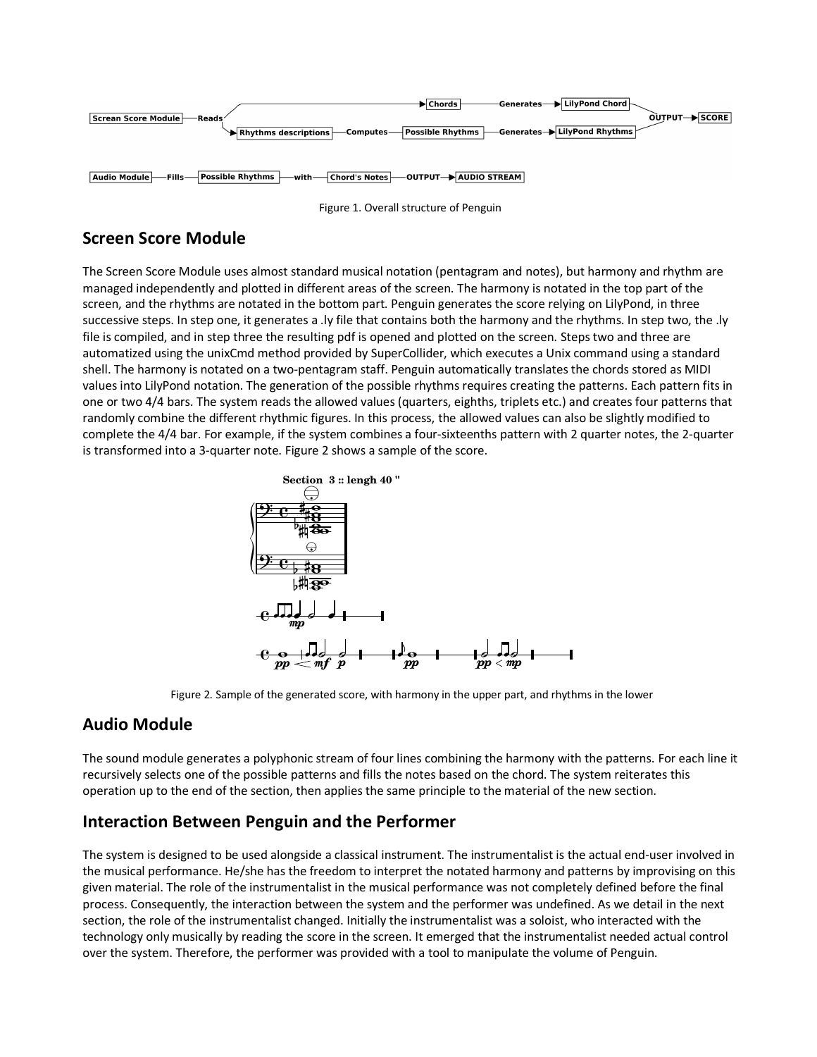Figure 1. Overall structure of Penguin

## Screen Score Module

The Screen Score Module uses almost standard musical notation (pentagram and notes), but harmony and rhythm are managed independently and plotted in different areas of the screen. The harmony is notated in the top part of the screen, and the rhythms are notated in the bottom part. Penguin generates the score relying on LilyPond, in three successive steps. In step one, it generates a .ly file that contains both the harmony and the rhythms. In step two, the .ly file is compiled, and in step three the resulting pdf is opened and plotted on the screen. Steps two and three are automatized using the unixCmd method provided by SuperCollider, which executes a Unix command using a standard shell. The harmony is notated on a two-pentagram staff. Penguin automatically translates the chords stored as MIDI values into LilyPond notation. The generation of the possible rhythms requires creating the patterns. Each pattern fits in one or two 4/4 bars. The system reads the allowed values (quarters, eighths, triplets etc.) and creates four patterns that randomly combine the different rhythmic figures. In this process, the allowed values can also be slightly modified to complete the 4/4 bar. For example, if the system combines a four-sixteenths pattern with 2 quarter notes, the 2-quarter is transformed into a 3-quarter note. Figure 2 shows a sample of the score.

Figure 2. Sample of the generated score, with harmony in the upper part, and rhythms in the lower

## Audio Module

The sound module generates a polyphonic stream of four lines combining the harmony with the patterns. For each line it recursively selects one of the possible patterns and fills the notes based on the chord. The system reiterates this operation up to the end of the section, then applies the same principle to the material of the new section.

## Interaction Between Penguin and the Performer

The system is designed to be used alongside a classical instrument. The instrumentalist is the actual end-user involved in the musical performance. He/she has the freedom to interpret the notated harmony and patterns by improvising on this given material. The role of the instrumentalist in the musical performance was not completely defined before the final process. Consequently, the interaction between the system and the performer was undefined. As we detail in the next section, the role of the instrumentalist changed. Initially the instrumentalist was a soloist, who interacted with the technology only musically by reading the score in the screen. It emerged that the instrumentalist needed actual control over the system. Therefore, the performer was provided with a tool to manipulate the volume of Penguin.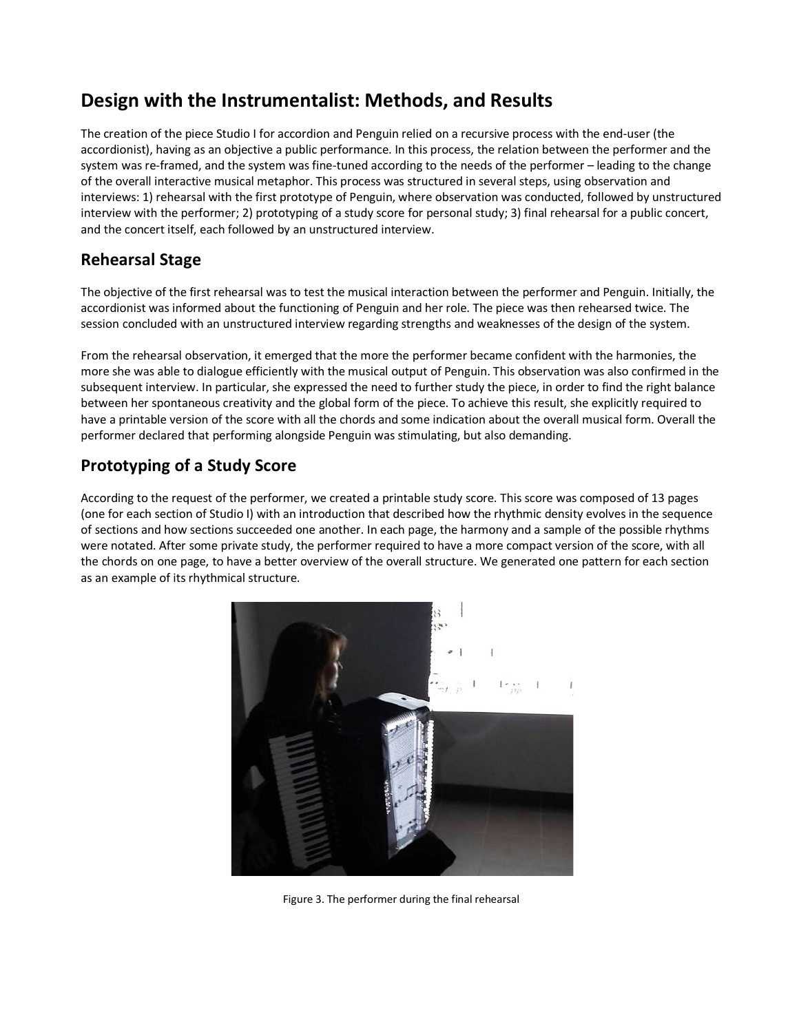## Design with the Instrumentalist: Methods, and Results

The creation of the piece Studio I for accordion and Penguin relied on a recursive process with the end-user (the accordionist), having as an objective a public performance. In this process, the relation between the performer and the system was re-framed, and the system was fine-tuned according to the needs of the performer – leading to the change of the overall interactive musical metaphor. This process was structured in several steps, using observation and interviews: 1) rehearsal with the first prototype of Penguin, where observation was conducted, followed by unstructured interview with the performer; 2) prototyping of a study score for personal study; 3) final rehearsal for a public concert, and the concert itself, each followed by an unstructured interview.

### Rehearsal Stage

The objective of the first rehearsal was to test the musical interaction between the performer and Penguin. Initially, the accordionist was informed about the functioning of Penguin and her role. The piece was then rehearsed twice. The session concluded with an unstructured interview regarding strengths and weaknesses of the design of the system.

From the rehearsal observation, it emerged that the more the performer became confident with the harmonies, the more she was able to dialogue efficiently with the musical output of Penguin. This observation was also confirmed in the subsequent interview. In particular, she expressed the need to further study the piece, in order to find the right balance between her spontaneous creativity and the global form of the piece. To achieve this result, she explicitly required to have a printable version of the score with all the chords and some indication about the overall musical form. Overall the performer declared that performing alongside Penguin was stimulating, but also demanding.

### Prototyping of a Study Score

According to the request of the performer, we created a printable study score. This score was composed of 13 pages (one for each section of Studio I) with an introduction that described how the rhythmic density evolves in the sequence of sections and how sections succeeded one another. In each page, the harmony and a sample of the possible rhythms were notated. After some private study, the performer required to have a more compact version of the score, with all the chords on one page, to have a better overview of the overall structure. We generated one pattern for each section as an example of its rhythmical structure.

Figure 3. The performer during the final rehearsal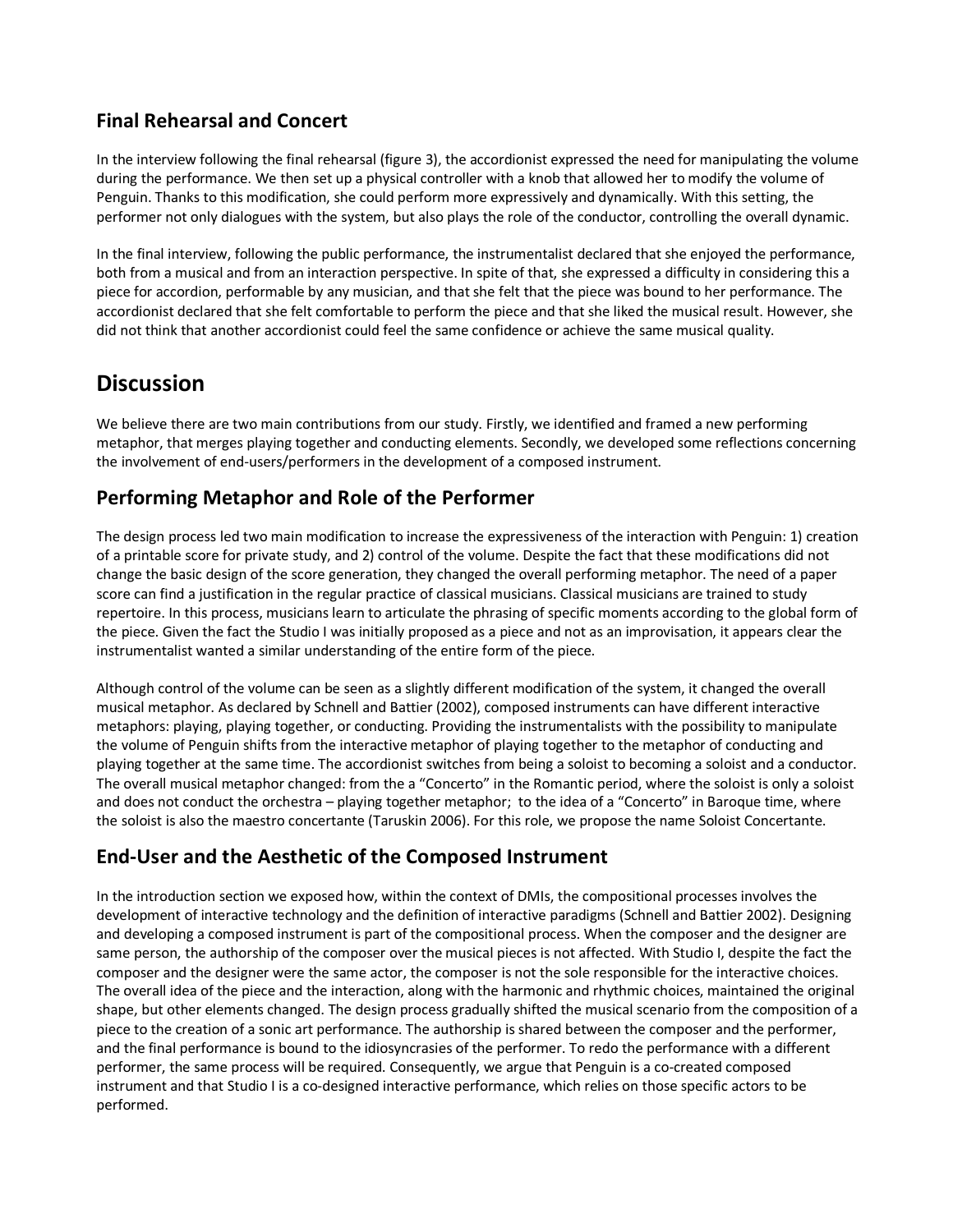## Final Rehearsal and Concert

In the interview following the final rehearsal (figure 3), the accordionist expressed the need for manipulating the volume during the performance. We then set up a physical controller with a knob that allowed her to modify the volume of Penguin. Thanks to this modification, she could perform more expressively and dynamically. With this setting, the performer not only dialogues with the system, but also plays the role of the conductor, controlling the overall dynamic.

In the final interview, following the public performance, the instrumentalist declared that she enjoyed the performance, both from a musical and from an interaction perspective. In spite of that, she expressed a difficulty in considering this a piece for accordion, performable by any musician, and that she felt that the piece was bound to her performance. The accordionist declared that she felt comfortable to perform the piece and that she liked the musical result. However, she did not think that another accordionist could feel the same confidence or achieve the same musical quality.

# Discussion

We believe there are two main contributions from our study. Firstly, we identified and framed a new performing metaphor, that merges playing together and conducting elements. Secondly, we developed some reflections concerning the involvement of end-users/performers in the development of a composed instrument.

## Performing Metaphor and Role of the Performer

The design process led two main modification to increase the expressiveness of the interaction with Penguin: 1) creation of a printable score for private study, and 2) control of the volume. Despite the fact that these modifications did not change the basic design of the score generation, they changed the overall performing metaphor. The need of a paper score can find a justification in the regular practice of classical musicians. Classical musicians are trained to study repertoire. In this process, musicians learn to articulate the phrasing of specific moments according to the global form of the piece. Given the fact the Studio I was initially proposed as a piece and not as an improvisation, it appears clear the instrumentalist wanted a similar understanding of the entire form of the piece.

Although control of the volume can be seen as a slightly different modification of the system, it changed the overall musical metaphor. As declared by Schnell and Battier (2002), composed instruments can have different interactive metaphors: playing, playing together, or conducting. Providing the instrumentalists with the possibility to manipulate the volume of Penguin shifts from the interactive metaphor of playing together to the metaphor of conducting and playing together at the same time. The accordionist switches from being a soloist to becoming a soloist and a conductor. The overall musical metaphor changed: from the a "Concerto" in the Romantic period, where the soloist is only a soloist and does not conduct the orchestra – playing together metaphor; to the idea of a "Concerto" in Baroque time, where the soloist is also the maestro concertante (Taruskin 2006). For this role, we propose the name Soloist Concertante.

## End-User and the Aesthetic of the Composed Instrument

In the introduction section we exposed how, within the context of DMIs, the compositional processes involves the development of interactive technology and the definition of interactive paradigms (Schnell and Battier 2002). Designing and developing a composed instrument is part of the compositional process. When the composer and the designer are same person, the authorship of the composer over the musical pieces is not affected. With Studio I, despite the fact the composer and the designer were the same actor, the composer is not the sole responsible for the interactive choices. The overall idea of the piece and the interaction, along with the harmonic and rhythmic choices, maintained the original shape, but other elements changed. The design process gradually shifted the musical scenario from the composition of a piece to the creation of a sonic art performance. The authorship is shared between the composer and the performer, and the final performance is bound to the idiosyncrasies of the performer. To redo the performance with a different performer, the same process will be required. Consequently, we argue that Penguin is a co-created composed instrument and that Studio I is a co-designed interactive performance, which relies on those specific actors to be performed.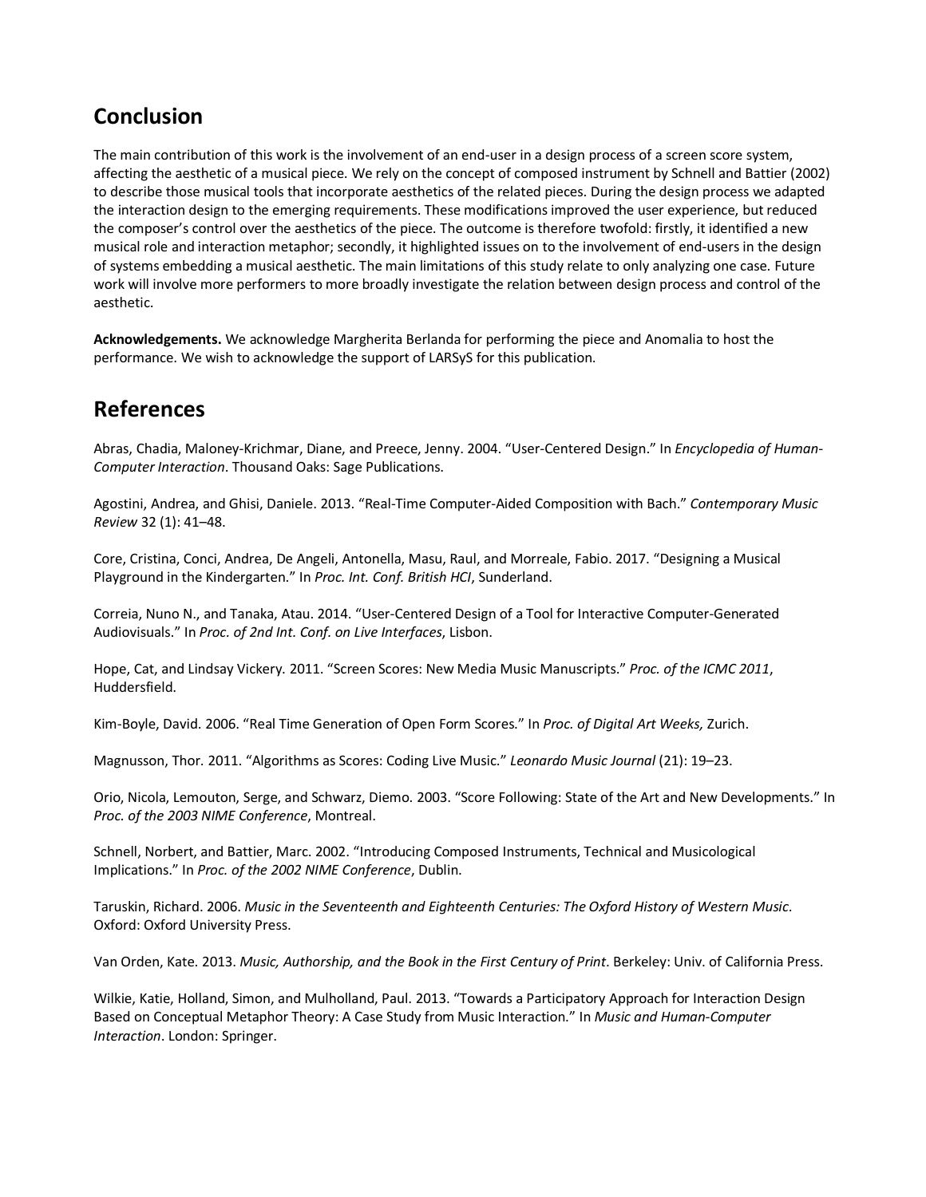## Conclusion

The main contribution of this work is the involvement of an end-user in a design process of a screen score system, affecting the aesthetic of a musical piece. We rely on the concept of composed instrument by Schnell and Battier (2002) to describe those musical tools that incorporate aesthetics of the related pieces. During the design process we adapted the interaction design to the emerging requirements. These modifications improved the user experience, but reduced the composer's control over the aesthetics of the piece. The outcome is therefore twofold: firstly, it identified a new musical role and interaction metaphor; secondly, it highlighted issues on to the involvement of end-users in the design of systems embedding a musical aesthetic. The main limitations of this study relate to only analyzing one case. Future work will involve more performers to more broadly investigate the relation between design process and control of the aesthetic.

**Acknowledgements.** We acknowledge Margherita Berlanda for performing the piece and Anomalia to host the performance. We wish to acknowledge the support of LARSyS for this publication.

## References

Abras, Chadia, Maloney-Krichmar, Diane, and Preece, Jenny. 2004. "User-Centered Design." In *Encyclopedia of Human-Computer Interaction*. Thousand Oaks: Sage Publications.

Agostini, Andrea, and Ghisi, Daniele. 2013. "Real-Time Computer-Aided Composition with Bach." *Contemporary Music Review* 32 (1): 41–48.

Core, Cristina, Conci, Andrea, De Angeli, Antonella, Masu, Raul, and Morreale, Fabio. 2017. "Designing a Musical Playground in the Kindergarten." In *Proc. Int. Conf. British HCI*, Sunderland.

Correia, Nuno N., and Tanaka, Atau. 2014. "User-Centered Design of a Tool for Interactive Computer-Generated Audiovisuals." In *Proc. of 2nd Int. Conf. on Live Interfaces*, Lisbon.

Hope, Cat, and Lindsay Vickery. 2011. "Screen Scores: New Media Music Manuscripts." *Proc. of the ICMC 2011*, Huddersfield.

Kim-Boyle, David. 2006. "Real Time Generation of Open Form Scores." In *Proc. of Digital Art Weeks,* Zurich.

Magnusson, Thor. 2011. "Algorithms as Scores: Coding Live Music." *Leonardo Music Journal* (21): 19–23.

Orio, Nicola, Lemouton, Serge, and Schwarz, Diemo. 2003. "Score Following: State of the Art and New Developments." In *Proc. of the 2003 NIME Conference*, Montreal.

Schnell, Norbert, and Battier, Marc. 2002. "Introducing Composed Instruments, Technical and Musicological Implications." In *Proc. of the 2002 NIME Conference*, Dublin.

Taruskin, Richard. 2006. *Music in the Seventeenth and Eighteenth Centuries: The Oxford History of Western Music*. Oxford: Oxford University Press.

Van Orden, Kate. 2013. *Music, Authorship, and the Book in the First Century of Print*. Berkeley: Univ. of California Press.

Wilkie, Katie, Holland, Simon, and Mulholland, Paul. 2013. "Towards a Participatory Approach for Interaction Design Based on Conceptual Metaphor Theory: A Case Study from Music Interaction." In *Music and Human-Computer Interaction*. London: Springer.